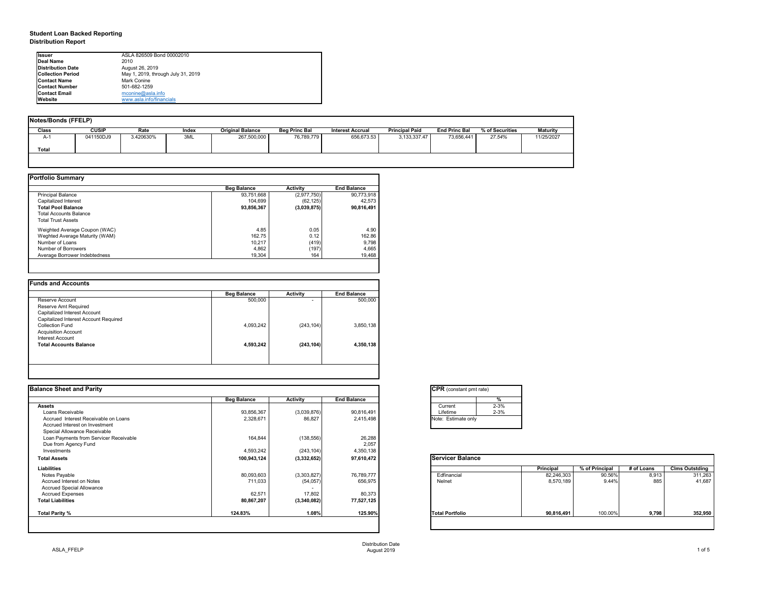# Student Loan Backed Reporting

## Distribution Report

| | |
|---|---|
| **Issuer** | ASLA 826509 Bond 00002010 |
| **Deal Name** | 2010 |
| **Distribution Date** | August 26, 2019 |
| **Collection Period** | May 1, 2019, through July 31, 2019 |
| **Contact Name** | Mark Conine |
| **Contact Number** | 501-682-1259 |
| **Contact Email** | mconine@asla.info |
| **Website** | www.asla.info/financials |

### Notes/Bonds (FFELP)

| Class | CUSIP | Rate | Index | Original Balance | Beg Princ Bal | Interest Accrual | Principal Paid | End Princ Bal | % of Securities | Maturity |
|---|---|---|---|---|---|---|---|---|---|---|
| A-1 | 041150DJ9 | 3.420630% | 3ML | 267,500,000 | 76,789,779 | 656,673.53 | 3,133,337.47 | 73,656,441 | *27.54%* | 11/25/2027 |
| **Total** | | | | | | | | | | |

### Portfolio Summary

| | Beg Balance | Activity | End Balance |
|---|---|---|---|
| Principal Balance | 93,751,668 | (2,977,750) | 90,773,918 |
| Capitalized Interest | 104,699 | (62,125) | 42,573 |
| **Total Pool Balance** | **93,856,367** | **(3,039,875)** | **90,816,491** |
| Total Accounts Balance | | | |
| Total Trust Assets | | | |
| Weighted Average Coupon (WAC) | 4.85 | 0.05 | 4.90 |
| Weghted Average Maturity (WAM) | 162.75 | 0.12 | 162.86 |
| Number of Loans | 10,217 | (419) | 9,798 |
| Number of Borrowers | 4,862 | (197) | 4,665 |
| Average Borrower Indebtedness | 19,304 | 164 | 19,468 |

### Funds and Accounts

| | Beg Balance | Activity | End Balance |
|---|---|---|---|
| Reserve Account | 500,000 | - | 500,000 |
| Reserve Amt Required | | | |
| Capitalized Interest Account | | | |
| Capitalized Interest Account Required | | | |
| Collection Fund | 4,093,242 | (243,104) | 3,850,138 |
| Acquisition Account | | | |
| Interest Account | | | |
| **Total Accounts Balance** | **4,593,242** | **(243,104)** | **4,350,138** |

### Balance Sheet and Parity

| | Beg Balance | Activity | End Balance |
|---|---|---|---|
| **Assets** | | | |
| Loans Receivable | 93,856,367 | (3,039,876) | 90,816,491 |
| Accrued Interest Receivable on Loans | 2,328,671 | 86,827 | 2,415,498 |
| Accrued Interest on Investment | | | |
| Special Allowance Receivable | | | |
| Loan Payments from Servicer Receivable | 164,844 | (138,556) | 26,288 |
| Due from Agency Fund | | | 2,057 |
| Investments | 4,593,242 | (243,104) | 4,350,138 |
| **Total Assets** | **100,943,124** | **(3,332,652)** | **97,610,472** |
| **Liabilities** | | | |
| Notes Payable | 80,093,603 | (3,303,827) | 76,789,777 |
| Accrued Interest on Notes | 711,033 | (54,057) | 656,975 |
| Accrued Special Allowance | | - | |
| Accrued Expenses | 62,571 | 17,802 | 80,373 |
| **Total Liabilities** | **80,867,207** | **(3,340,082)** | **77,527,125** |
| **Total Parity %** | **124.83%** | **1.08%** | **125.90%** |

### CPR (constant pmt rate)

| | % |
|---|---|
| Current | 2-3% |
| Lifetime | 2-3% |

Note: Estimate only

### Servicer Balance

| | Principal | % of Principal | # of Loans | Clms Outstding |
|---|---|---|---|---|
| Edfinancial | 82,246,303 | 90.56% | 8,913 | 311,263 |
| Nelnet | 8,570,189 | 9.44% | 885 | 41,687 |
| **Total Portfolio** | **90,816,491** | 100.00% | **9,798** | **352,950** |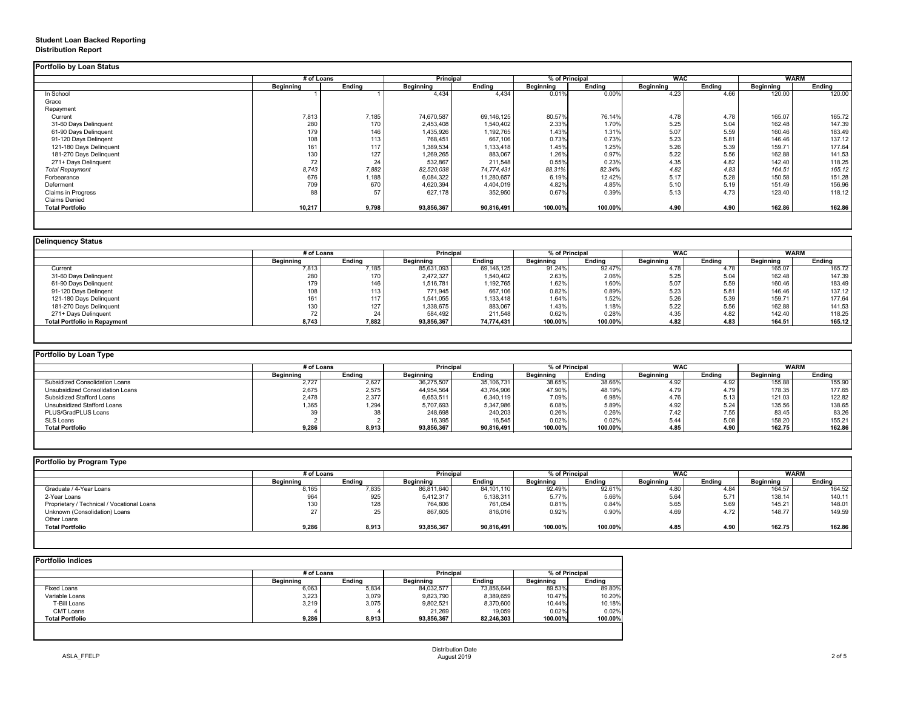**Student Loan Backed Reporting**
**Distribution Report**

## Portfolio by Loan Status

| | # of Loans | | Principal | | % of Principal | | WAC | | WARM | |
|---|---|---|---|---|---|---|---|---|---|---|
| | Beginning | Ending | Beginning | Ending | Beginning | Ending | Beginning | Ending | Beginning | Ending |
| In School | 1 | 1 | 4,434 | 4,434 | 0.01% | 0.00% | 4.23 | 4.66 | 120.00 | 120.00 |
| Grace | | | | | | | | | | |
| Repayment | | | | | | | | | | |
| Current | 7,813 | 7,185 | 74,670,587 | 69,146,125 | 80.57% | 76.14% | 4.78 | 4.78 | 165.07 | 165.72 |
| 31-60 Days Delinquent | 280 | 170 | 2,453,408 | 1,540,402 | 2.33% | 1.70% | 5.25 | 5.04 | 162.48 | 147.39 |
| 61-90 Days Delinquent | 179 | 146 | 1,435,926 | 1,192,765 | 1.43% | 1.31% | 5.07 | 5.59 | 160.46 | 183.49 |
| 91-120 Days Delingent | 108 | 113 | 768,451 | 667,106 | 0.73% | 0.73% | 5.23 | 5.81 | 146.46 | 137.12 |
| 121-180 Days Delinquent | 161 | 117 | 1,389,534 | 1,133,418 | 1.45% | 1.25% | 5.26 | 5.39 | 159.71 | 177.64 |
| 181-270 Days Delinquent | 130 | 127 | 1,269,265 | 883,067 | 1.26% | 0.97% | 5.22 | 5.56 | 162.88 | 141.53 |
| 271+ Days Delinquent | 72 | 24 | 532,867 | 211,548 | 0.55% | 0.23% | 4.35 | 4.82 | 142.40 | 118.25 |
| *Total Repayment* | *8,743* | *7,882* | *82,520,038* | *74,774,431* | *88.31%* | *82.34%* | *4.82* | *4.83* | *164.51* | *165.12* |
| Forbearance | 676 | 1,188 | 6,084,322 | 11,280,657 | 6.19% | 12.42% | 5.17 | 5.28 | 150.58 | 151.28 |
| Deferment | 709 | 670 | 4,620,394 | 4,404,019 | 4.82% | 4.85% | 5.10 | 5.19 | 151.49 | 156.96 |
| Claims in Progress | 88 | 57 | 627,178 | 352,950 | 0.67% | 0.39% | 5.13 | 4.73 | 123.40 | 118.12 |
| Claims Denied | | | | | | | | | | |
| **Total Portfolio** | **10,217** | **9,798** | **93,856,367** | **90,816,491** | **100.00%** | **100.00%** | **4.90** | **4.90** | **162.86** | **162.86** |

## Delinquency Status

| | # of Loans | | Principal | | % of Principal | | WAC | | WARM | |
|---|---|---|---|---|---|---|---|---|---|---|
| | Beginning | Ending | Beginning | Ending | Beginning | Ending | Beginning | Ending | Beginning | Ending |
| Current | 7,813 | 7,185 | 85,631,093 | 69,146,125 | 91.24% | 92.47% | 4.78 | 4.78 | 165.07 | 165.72 |
| 31-60 Days Delinquent | 280 | 170 | 2,472,327 | 1,540,402 | 2.63% | 2.06% | 5.25 | 5.04 | 162.48 | 147.39 |
| 61-90 Days Delinquent | 179 | 146 | 1,516,781 | 1,192,765 | 1.62% | 1.60% | 5.07 | 5.59 | 160.46 | 183.49 |
| 91-120 Days Delingent | 108 | 113 | 771,945 | 667,106 | 0.82% | 0.89% | 5.23 | 5.81 | 146.46 | 137.12 |
| 121-180 Days Delinquent | 161 | 117 | 1,541,055 | 1,133,418 | 1.64% | 1.52% | 5.26 | 5.39 | 159.71 | 177.64 |
| 181-270 Days Delinquent | 130 | 127 | 1,338,675 | 883,067 | 1.43% | 1.18% | 5.22 | 5.56 | 162.88 | 141.53 |
| 271+ Days Delinquent | 72 | 24 | 584,492 | 211,548 | 0.62% | 0.28% | 4.35 | 4.82 | 142.40 | 118.25 |
| **Total Portfolio in Repayment** | **8,743** | **7,882** | **93,856,367** | **74,774,431** | **100.00%** | **100.00%** | **4.82** | **4.83** | **164.51** | **165.12** |

## Portfolio by Loan Type

| | # of Loans | | Principal | | % of Principal | | WAC | | WARM | |
|---|---|---|---|---|---|---|---|---|---|---|
| | Beginning | Ending | Beginning | Ending | Beginning | Ending | Beginning | Ending | Beginning | Ending |
| Subsidized Consolidation Loans | 2,727 | 2,627 | 36,275,507 | 35,106,731 | 38.65% | 38.66% | 4.92 | 4.92 | 155.88 | 155.90 |
| Unsubsidized Consolidation Loans | 2,675 | 2,575 | 44,954,564 | 43,764,906 | 47.90% | 48.19% | 4.79 | 4.79 | 178.35 | 177.65 |
| Subsidized Stafford Loans | 2,478 | 2,377 | 6,653,511 | 6,340,119 | 7.09% | 6.98% | 4.76 | 5.13 | 121.03 | 122.82 |
| Unsubsidized Stafford Loans | 1,365 | 1,294 | 5,707,693 | 5,347,986 | 6.08% | 5.89% | 4.92 | 5.24 | 135.56 | 138.65 |
| PLUS/GradPLUS Loans | 39 | 38 | 248,698 | 240,203 | 0.26% | 0.26% | 7.42 | 7.55 | 83.45 | 83.26 |
| SLS Loans | 2 | 2 | 16,395 | 16,545 | 0.02% | 0.02% | 5.44 | 5.08 | 158.20 | 155.21 |
| **Total Portfolio** | **9,286** | **8,913** | **93,856,367** | **90,816,491** | **100.00%** | **100.00%** | **4.85** | **4.90** | **162.75** | **162.86** |

## Portfolio by Program Type

| | # of Loans | | Principal | | % of Principal | | WAC | | WARM | |
|---|---|---|---|---|---|---|---|---|---|---|
| | Beginning | Ending | Beginning | Ending | Beginning | Ending | Beginning | Ending | Beginning | Ending |
| Graduate / 4-Year Loans | 8,165 | 7,835 | 86,811,640 | 84,101,110 | 92.49% | 92.61% | 4.80 | 4.84 | 164.57 | 164.52 |
| 2-Year Loans | 964 | 925 | 5,412,317 | 5,138,311 | 5.77% | 5.66% | 5.64 | 5.71 | 138.14 | 140.11 |
| Proprietary / Technical / Vocational Loans | 130 | 128 | 764,806 | 761,054 | 0.81% | 0.84% | 5.65 | 5.69 | 145.21 | 148.01 |
| Unknown (Consolidation) Loans | 27 | 25 | 867,605 | 816,016 | 0.92% | 0.90% | 4.69 | 4.72 | 148.77 | 149.59 |
| Other Loans | | | | | | | | | | |
| **Total Portfolio** | **9,286** | **8,913** | **93,856,367** | **90,816,491** | **100.00%** | **100.00%** | **4.85** | **4.90** | **162.75** | **162.86** |

## Portfolio Indices

| | # of Loans | | Principal | | % of Principal | |
|---|---|---|---|---|---|---|
| | Beginning | Ending | Beginning | Ending | Beginning | Ending |
| Fixed Loans | 6,063 | 5,834 | 84,032,577 | 73,856,644 | 89.53% | 89.80% |
| Variable Loans | 3,223 | 3,079 | 9,823,790 | 8,389,659 | 10.47% | 10.20% |
| T-Bill Loans | 3,219 | 3,075 | 9,802,521 | 8,370,600 | 10.44% | 10.18% |
| CMT Loans | 4 | 4 | 21,269 | 19,059 | 0.02% | 0.02% |
| **Total Portfolio** | **9,286** | **8,913** | **93,856,367** | **82,246,303** | **100.00%** | **100.00%** |

ASLA_FFELP

Distribution Date
August 2019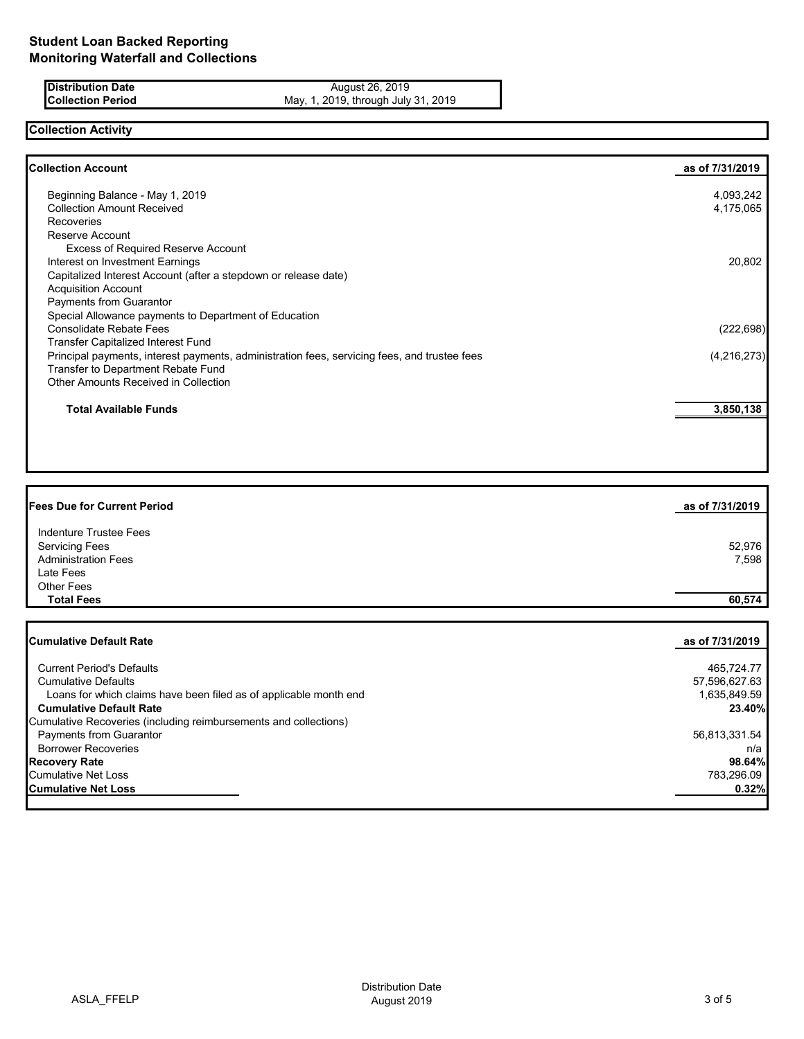# Student Loan Backed Reporting
## Monitoring Waterfall and Collections

| | |
|---|---|
| **Distribution Date** | August 26, 2019 |
| **Collection Period** | May, 1, 2019, through July 31, 2019 |

## Collection Activity

| **Collection Account** | **as of 7/31/2019** |
|---|---|
| Beginning Balance - May 1, 2019 | 4,093,242 |
| Collection Amount Received | 4,175,065 |
| Recoveries | |
| Reserve Account | |
| Excess of Required Reserve Account | |
| Interest on Investment Earnings | 20,802 |
| Capitalized Interest Account (after a stepdown or release date) | |
| Acquisition Account | |
| Payments from Guarantor | |
| Special Allowance payments to Department of Education | |
| Consolidate Rebate Fees | (222,698) |
| Transfer Capitalized Interest Fund | |
| Principal payments, interest payments, administration fees, servicing fees, and trustee fees | (4,216,273) |
| Transfer to Department Rebate Fund | |
| Other Amounts Received in Collection | |
| **Total Available Funds** | **3,850,138** |

| **Fees Due for Current Period** | **as of 7/31/2019** |
|---|---|
| Indenture Trustee Fees | |
| Servicing Fees | 52,976 |
| Administration Fees | 7,598 |
| Late Fees | |
| Other Fees | |
| **Total Fees** | **60,574** |

| **Cumulative Default Rate** | **as of 7/31/2019** |
|---|---|
| Current Period's Defaults | 465,724.77 |
| Cumulative Defaults | 57,596,627.63 |
| Loans for which claims have been filed as of applicable month end | 1,635,849.59 |
| **Cumulative Default Rate** | **23.40%** |
| Cumulative Recoveries (including reimbursements and collections) | |
| Payments from Guarantor | 56,813,331.54 |
| Borrower Recoveries | n/a |
| **Recovery Rate** | **98.64%** |
| Cumulative Net Loss | 783,296.09 |
| **Cumulative Net Loss** | **0.32%** |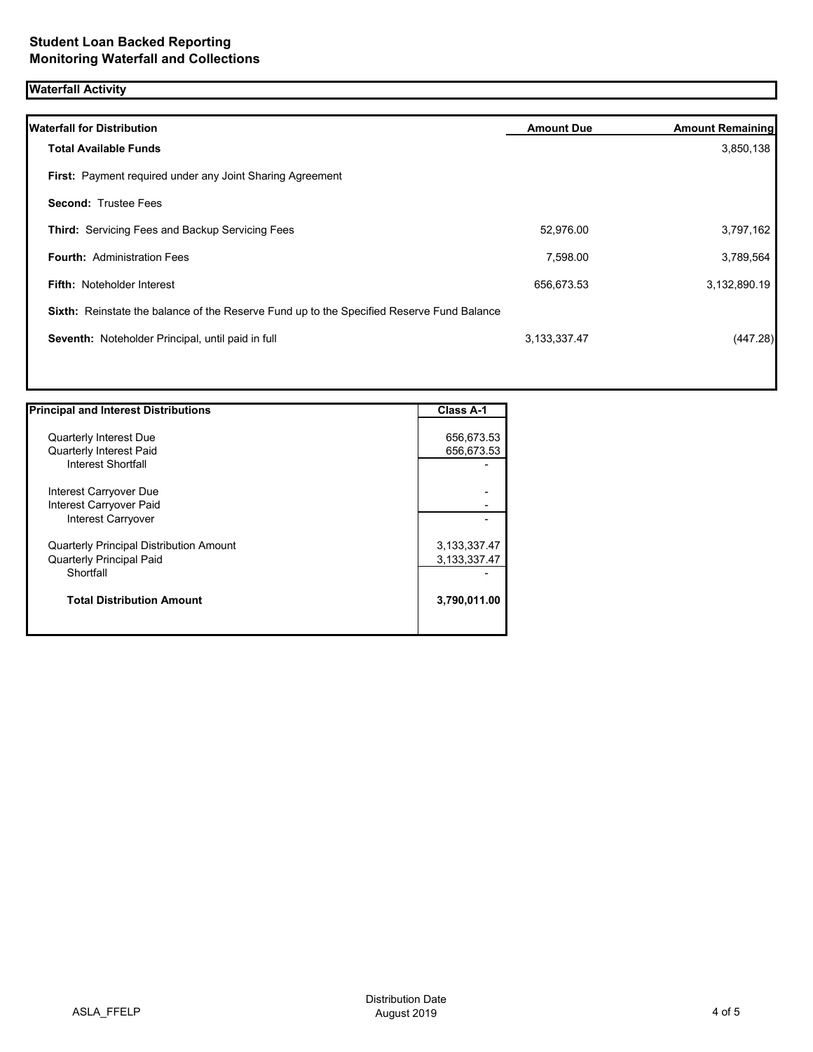# Student Loan Backed Reporting
# Monitoring Waterfall and Collections

## Waterfall Activity

| Waterfall for Distribution | Amount Due | Amount Remaining |
|---|---|---|
| **Total Available Funds** | | 3,850,138 |
| **First:** Payment required under any Joint Sharing Agreement | | |
| **Second:** Trustee Fees | | |
| **Third:** Servicing Fees and Backup Servicing Fees | 52,976.00 | 3,797,162 |
| **Fourth:** Administration Fees | 7,598.00 | 3,789,564 |
| **Fifth:** Noteholder Interest | 656,673.53 | 3,132,890.19 |
| **Sixth:** Reinstate the balance of the Reserve Fund up to the Specified Reserve Fund Balance | | |
| **Seventh:** Noteholder Principal, until paid in full | 3,133,337.47 | (447.28) |

| Principal and Interest Distributions | Class A-1 |
|---|---|
| Quarterly Interest Due | 656,673.53 |
| Quarterly Interest Paid | 656,673.53 |
| Interest Shortfall | - |
| Interest Carryover Due | - |
| Interest Carryover Paid | - |
| Interest Carryover | - |
| Quarterly Principal Distribution Amount | 3,133,337.47 |
| Quarterly Principal Paid | 3,133,337.47 |
| Shortfall | - |
| **Total Distribution Amount** | **3,790,011.00** |

ASLA_FFELP

Distribution Date
August 2019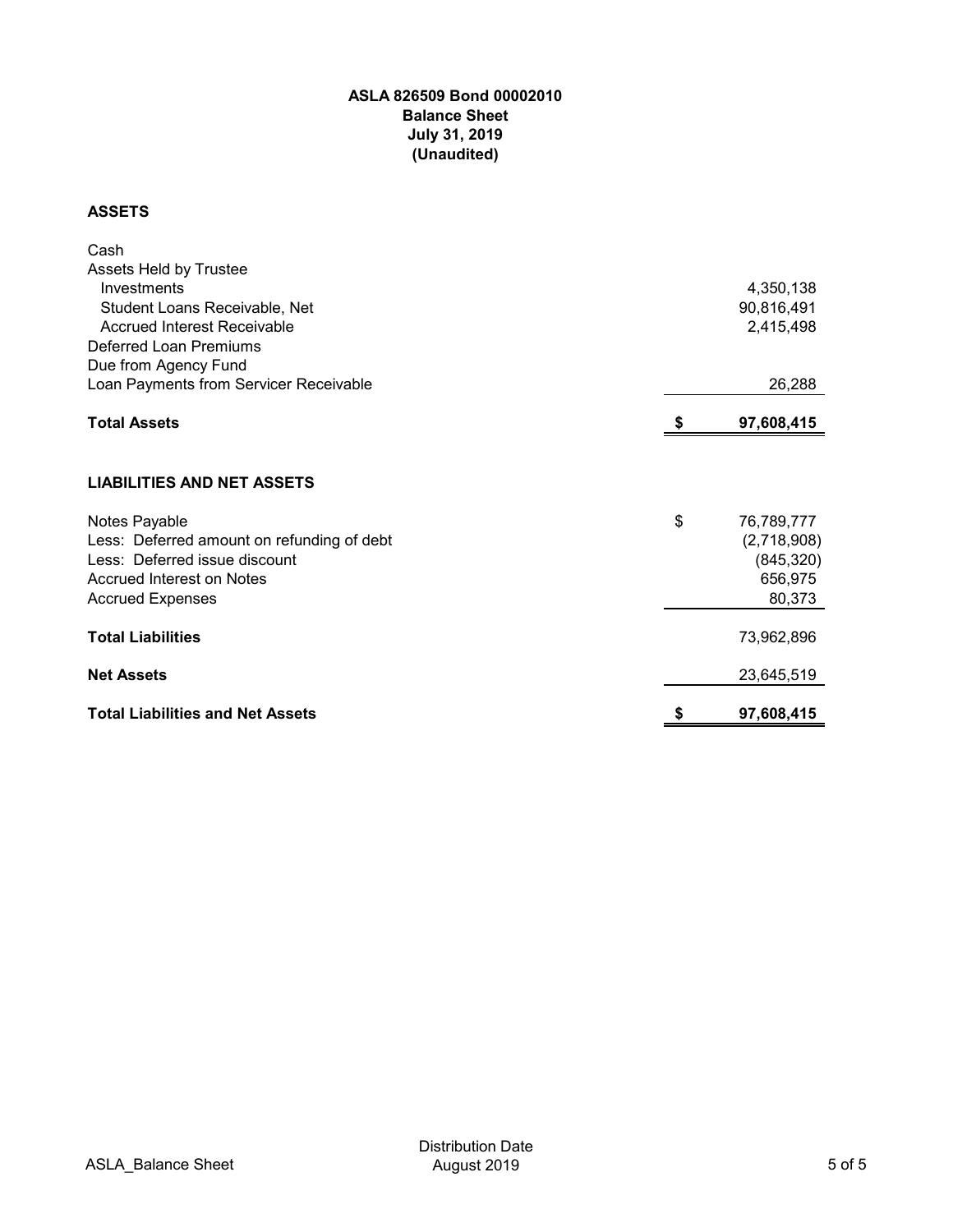**ASLA 826509 Bond 00002010**
**Balance Sheet**
**July 31, 2019**
**(Unaudited)**

**ASSETS**

| | | |
|---|---|---|
| Cash | | |
| Assets Held by Trustee | | |
| Investments | | 4,350,138 |
| Student Loans Receivable, Net | | 90,816,491 |
| Accrued Interest Receivable | | 2,415,498 |
| Deferred Loan Premiums | | |
| Due from Agency Fund | | |
| Loan Payments from Servicer Receivable | | 26,288 |
| **Total Assets** | **$** | **97,608,415** |

**LIABILITIES AND NET ASSETS**

| | | |
|---|---|---|
| Notes Payable | $ | 76,789,777 |
| Less: Deferred amount on refunding of debt | | (2,718,908) |
| Less: Deferred issue discount | | (845,320) |
| Accrued Interest on Notes | | 656,975 |
| Accrued Expenses | | 80,373 |
| **Total Liabilities** | | 73,962,896 |
| **Net Assets** | | 23,645,519 |
| **Total Liabilities and Net Assets** | **$** | **97,608,415** |

ASLA_Balance Sheet

Distribution Date
August 2019